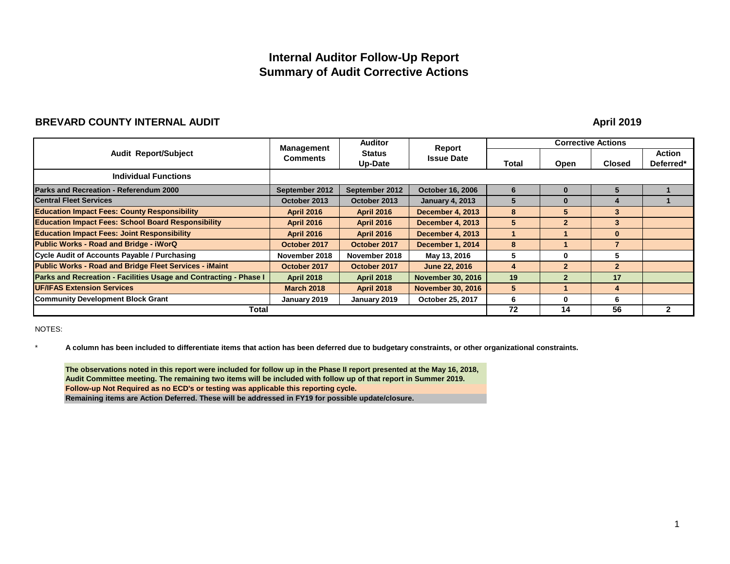# Internal Auditor Follow-Up Report
## Summary of Audit Corrective Actions

**BREVARD COUNTY INTERNAL AUDIT** **April 2019**

| Audit Report/Subject | Management Comments | Auditor Status Up-Date | Report Issue Date | Corrective Actions | | | |
|---|---|---|---|---|---|---|---|
| | | | | Total | Open | Closed | Action Deferred* |
| **Individual Functions** | | | | | | | |
| Parks and Recreation - Referendum 2000 | September 2012 | September 2012 | October 16, 2006 | 6 | 0 | 5 | 1 |
| Central Fleet Services | October 2013 | October 2013 | January 4, 2013 | 5 | 0 | 4 | 1 |
| Education Impact Fees: County Responsibility | April 2016 | April 2016 | December 4, 2013 | 8 | 5 | 3 | |
| Education Impact Fees: School Board Responsibility | April 2016 | April 2016 | December 4, 2013 | 5 | 2 | 3 | |
| Education Impact Fees: Joint Responsibility | April 2016 | April 2016 | December 4, 2013 | 1 | 1 | 0 | |
| Public Works - Road and Bridge - iWorQ | October 2017 | October 2017 | December 1, 2014 | 8 | 1 | 7 | |
| Cycle Audit of Accounts Payable / Purchasing | November 2018 | November 2018 | May 13, 2016 | 5 | 0 | 5 | |
| Public Works - Road and Bridge Fleet Services - iMaint | October 2017 | October 2017 | June 22, 2016 | 4 | 2 | 2 | |
| Parks and Recreation - Facilities Usage and Contracting - Phase I | April 2018 | April 2018 | November 30, 2016 | 19 | 2 | 17 | |
| UF/IFAS Extension Services | March 2018 | April 2018 | November 30, 2016 | 5 | 1 | 4 | |
| Community Development Block Grant | January 2019 | January 2019 | October 25, 2017 | 6 | 0 | 6 | |
| **Total** | | | | **72** | **14** | **56** | **2** |

NOTES:

\* **A column has been included to differentiate items that action has been deferred due to budgetary constraints, or other organizational constraints.**

**The observations noted in this report were included for follow up in the Phase II report presented at the May 16, 2018, Audit Committee meeting. The remaining two items will be included with follow up of that report in Summer 2019.**

**Follow-up Not Required as no ECD's or testing was applicable this reporting cycle.**

**Remaining items are Action Deferred. These will be addressed in FY19 for possible update/closure.**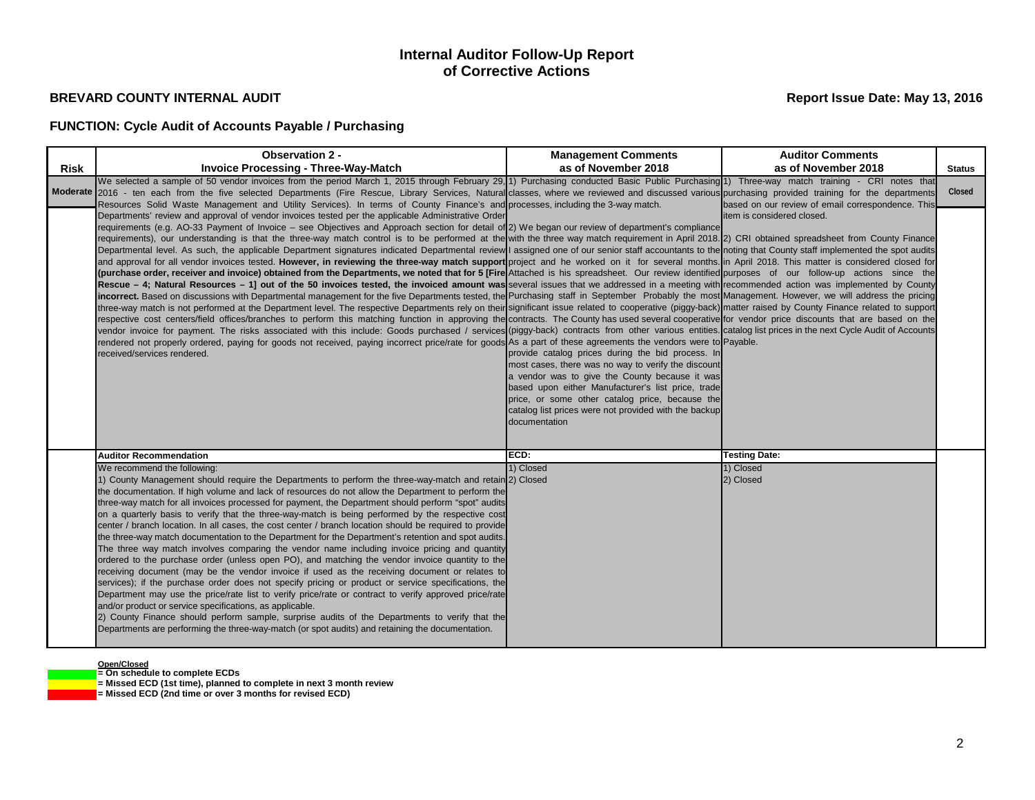# Internal Auditor Follow-Up Report of Corrective Actions

**BREVARD COUNTY INTERNAL AUDIT**

**Report Issue Date: May 13, 2016**

**FUNCTION: Cycle Audit of Accounts Payable / Purchasing**

| Risk | Observation 2 - Invoice Processing - Three-Way-Match | Management Comments as of November 2018 | Auditor Comments as of November 2018 | Status |
|---|---|---|---|---|
| Moderate | We selected a sample of 50 vendor invoices from the period March 1, 2015 through February 29, 2016 - ten each from the five selected Departments (Fire Rescue, Library Services, Natural Resources Solid Waste Management and Utility Services). In terms of County Finance's and Departments' review and approval of vendor invoices tested per the applicable Administrative Order requirements (e.g. AO-33 Payment of Invoice – see Objectives and Approach section for detail of requirements), our understanding is that the three-way match control is to be performed at the Departmental level. As such, the applicable Department signatures indicated Departmental review and approval for all vendor invoices tested. **However, in reviewing the three-way match support (purchase order, receiver and invoice) obtained from the Departments, we noted that for 5 [Fire Rescue – 4; Natural Resources – 1] out of the 50 invoices tested, the invoiced amount was incorrect.** Based on discussions with Departmental management for the five Departments tested, the three-way match is not performed at the Department level. The respective Departments rely on their respective cost centers/field offices/branches to perform this matching function in approving the vendor invoice for payment. The risks associated with this include: Goods purchased / services rendered not properly ordered, paying for goods not received, paying incorrect price/rate for goods received/services rendered. | 1) Purchasing conducted Basic Public Purchasing classes, where we reviewed and discussed various processes, including the 3-way match.<br><br>2) We began our review of department's compliance with the three way match requirement in April 2018. I assigned one of our senior staff accountants to the project and he worked on it for several months. Attached is his spreadsheet. Our review identified several issues that we addressed in a meeting with Purchasing staff in September Probably the most significant issue related to cooperative (piggy-back) contracts. The County has used several cooperative (piggy-back) contracts from other various entities. As a part of these agreements the vendors were to provide catalog prices during the bid process. In most cases, there was no way to verify the discount a vendor was to give the County because it was based upon either Manufacturer's list price, trade price, or some other catalog price, because the catalog list prices were not provided with the backup documentation | 1) Three-way match training - CRI notes that purchasing provided training for the departments based on our review of email correspondence. This item is considered closed.<br><br>2) CRI obtained spreadsheet from County Finance noting that County staff implemented the spot audits in April 2018. This matter is considered closed for purposes of our follow-up actions since the recommended action was implemented by County Management. However, we will address the pricing matter raised by County Finance related to support for vendor price discounts that are based on the catalog list prices in the next Cycle Audit of Accounts Payable. | Closed |
| | **Auditor Recommendation** | **ECD:** | **Testing Date:** | |
| | We recommend the following:<br>1) County Management should require the Departments to perform the three-way-match and retain the documentation. If high volume and lack of resources do not allow the Department to perform the three-way match for all invoices processed for payment, the Department should perform "spot" audits on a quarterly basis to verify that the three-way-match is being performed by the respective cost center / branch location. In all cases, the cost center / branch location should be required to provide the three-way match documentation to the Department for the Department's retention and spot audits. The three way match involves comparing the vendor name including invoice pricing and quantity ordered to the purchase order (unless open PO), and matching the vendor invoice quantity to the receiving document (may be the vendor invoice if used as the receiving document or relates to services); if the purchase order does not specify pricing or product or service specifications, the Department may use the price/rate list to verify price/rate or contract to verify approved price/rate and/or product or service specifications, as applicable.<br>2) County Finance should perform sample, surprise audits of the Departments to verify that the Departments are performing the three-way-match (or spot audits) and retaining the documentation. | 1) Closed<br>2) Closed | 1) Closed<br>2) Closed | |

**Open/Closed**

- (Green) = On schedule to complete ECDs
- (Yellow) = Missed ECD (1st time), planned to complete in next 3 month review
- (Red) = Missed ECD (2nd time or over 3 months for revised ECD)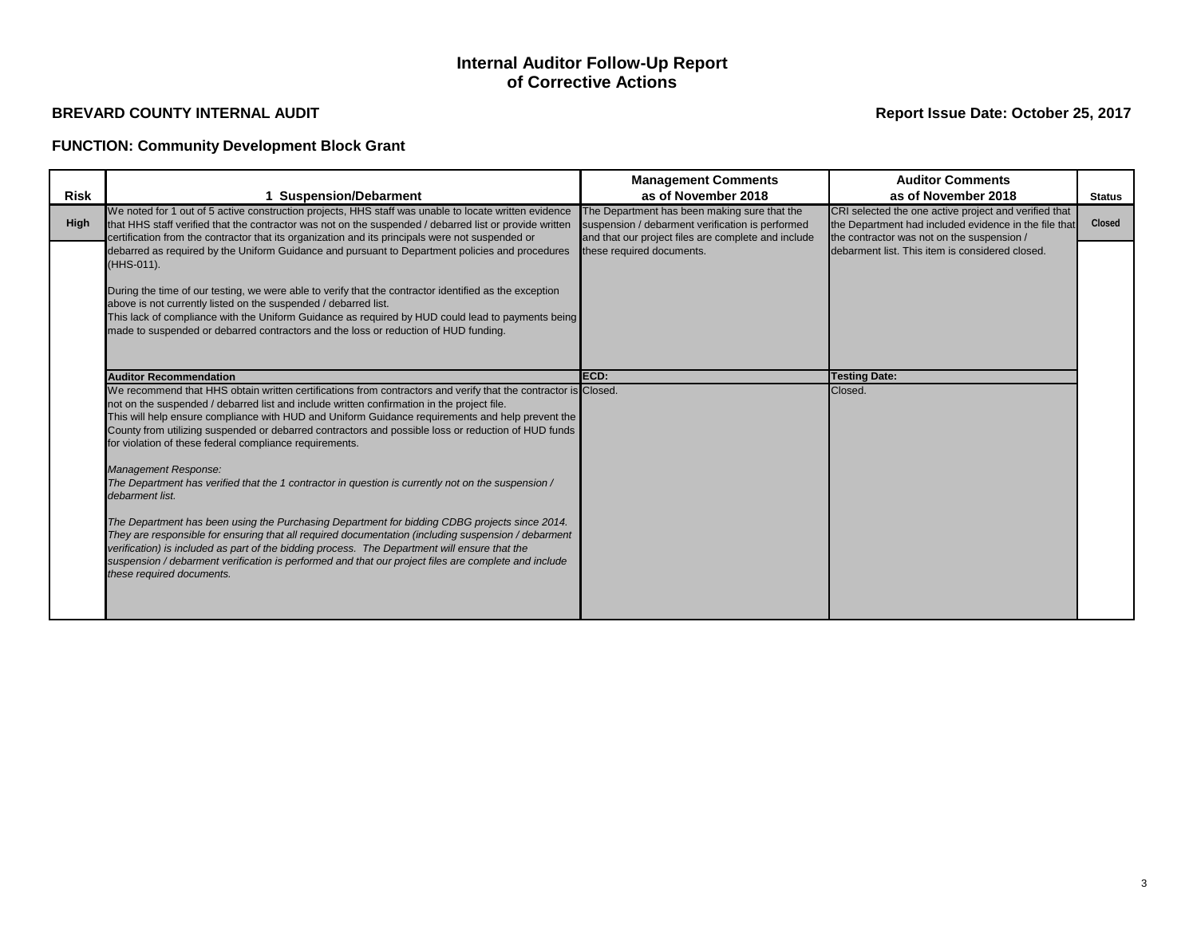# Internal Auditor Follow-Up Report of Corrective Actions

**BREVARD COUNTY INTERNAL AUDIT**

**Report Issue Date: October 25, 2017**

**FUNCTION: Community Development Block Grant**

| Risk | 1 Suspension/Debarment | Management Comments as of November 2018 | Auditor Comments as of November 2018 | Status |
|---|---|---|---|---|
| High | We noted for 1 out of 5 active construction projects, HHS staff was unable to locate written evidence that HHS staff verified that the contractor was not on the suspended / debarred list or provide written certification from the contractor that its organization and its principals were not suspended or debarred as required by the Uniform Guidance and pursuant to Department policies and procedures (HHS-011).<br><br>During the time of our testing, we were able to verify that the contractor identified as the exception above is not currently listed on the suspended / debarred list.<br>This lack of compliance with the Uniform Guidance as required by HUD could lead to payments being made to suspended or debarred contractors and the loss or reduction of HUD funding. | The Department has been making sure that the suspension / debarment verification is performed and that our project files are complete and include these required documents. | CRI selected the one active project and verified that the Department had included evidence in the file that the contractor was not on the suspension / debarment list. This item is considered closed. | Closed |
| | **Auditor Recommendation** | **ECD:** | **Testing Date:** | |
| | We recommend that HHS obtain written certifications from contractors and verify that the contractor is not on the suspended / debarred list and include written confirmation in the project file.<br>This will help ensure compliance with HUD and Uniform Guidance requirements and help prevent the County from utilizing suspended or debarred contractors and possible loss or reduction of HUD funds for violation of these federal compliance requirements.<br><br>*Management Response:*<br>*The Department has verified that the 1 contractor in question is currently not on the suspension / debarment list.*<br><br>*The Department has been using the Purchasing Department for bidding CDBG projects since 2014. They are responsible for ensuring that all required documentation (including suspension / debarment verification) is included as part of the bidding process. The Department will ensure that the suspension / debarment verification is performed and that our project files are complete and include these required documents.* | Closed. | Closed. | |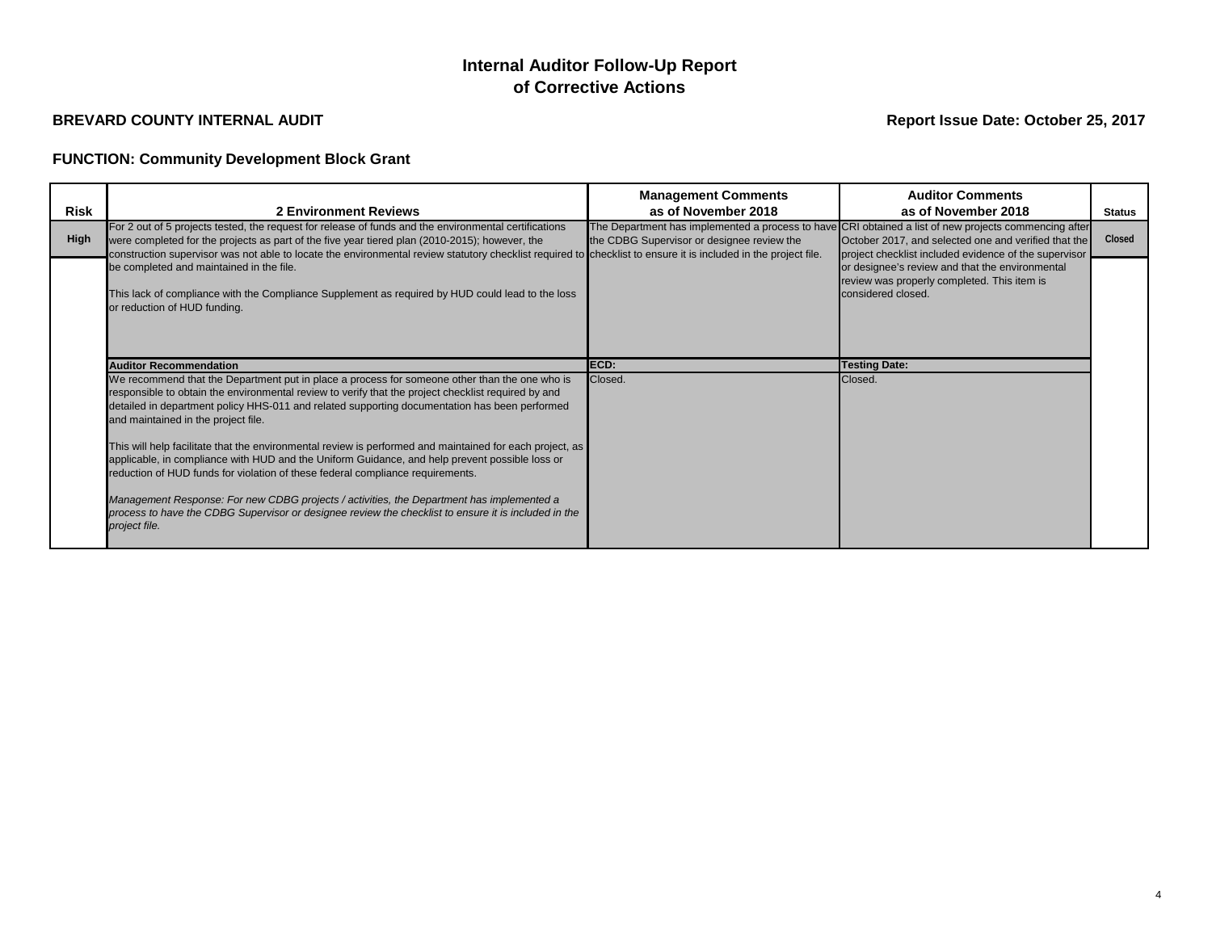# Internal Auditor Follow-Up Report of Corrective Actions

**BREVARD COUNTY INTERNAL AUDIT** | **Report Issue Date: October 25, 2017**

**FUNCTION: Community Development Block Grant**

| Risk | 2 Environment Reviews | Management Comments as of November 2018 | Auditor Comments as of November 2018 | Status |
|---|---|---|---|---|
| **High** | For 2 out of 5 projects tested, the request for release of funds and the environmental certifications were completed for the projects as part of the five year tiered plan (2010-2015); however, the construction supervisor was not able to locate the environmental review statutory checklist required to be completed and maintained in the file.<br><br>This lack of compliance with the Compliance Supplement as required by HUD could lead to the loss or reduction of HUD funding. | The Department has implemented a process to have the CDBG Supervisor or designee review the checklist to ensure it is included in the project file. | CRI obtained a list of new projects commencing after October 2017, and selected one and verified that the project checklist included evidence of the supervisor or designee's review and that the environmental review was properly completed. This item is considered closed. | **Closed** |
| | **Auditor Recommendation** | **ECD:** | **Testing Date:** | |
| | We recommend that the Department put in place a process for someone other than the one who is responsible to obtain the environmental review to verify that the project checklist required by and detailed in department policy HHS-011 and related supporting documentation has been performed and maintained in the project file.<br><br>This will help facilitate that the environmental review is performed and maintained for each project, as applicable, in compliance with HUD and the Uniform Guidance, and help prevent possible loss or reduction of HUD funds for violation of these federal compliance requirements.<br><br>*Management Response: For new CDBG projects / activities, the Department has implemented a process to have the CDBG Supervisor or designee review the checklist to ensure it is included in the project file.* | Closed. | Closed. | |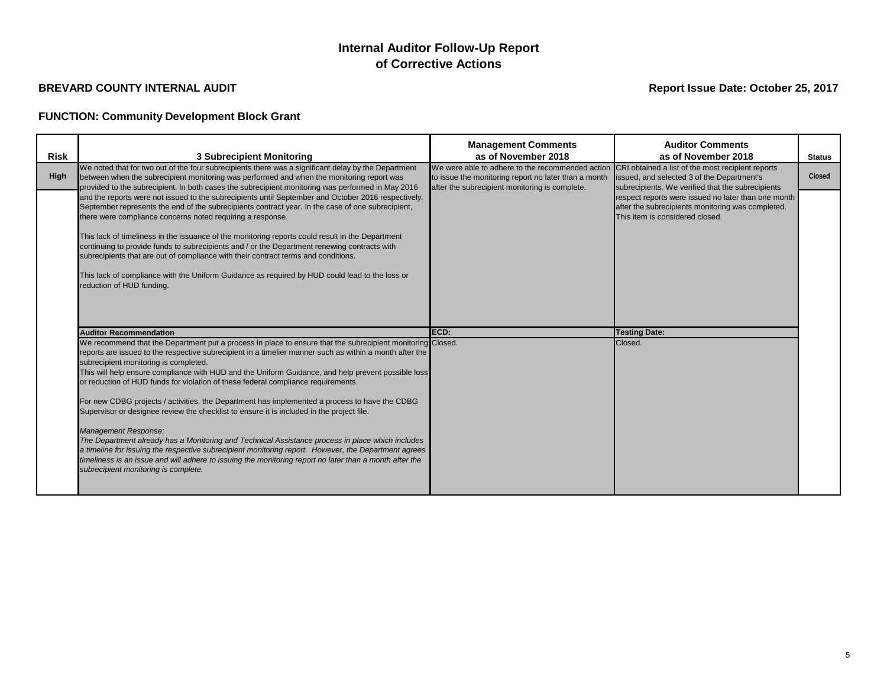# Internal Auditor Follow-Up Report of Corrective Actions

**BREVARD COUNTY INTERNAL AUDIT**

**Report Issue Date: October 25, 2017**

**FUNCTION: Community Development Block Grant**

| Risk | 3 Subrecipient Monitoring | Management Comments as of November 2018 | Auditor Comments as of November 2018 | Status |
|---|---|---|---|---|
| High | We noted that for two out of the four subrecipients there was a significant delay by the Department between when the subrecipient monitoring was performed and when the monitoring report was provided to the subrecipient. In both cases the subrecipient monitoring was performed in May 2016 and the reports were not issued to the subrecipients until September and October 2016 respectively. September represents the end of the subrecipients contract year. In the case of one subrecipient, there were compliance concerns noted requiring a response.<br><br>This lack of timeliness in the issuance of the monitoring reports could result in the Department continuing to provide funds to subrecipients and / or the Department renewing contracts with subrecipients that are out of compliance with their contract terms and conditions.<br><br>This lack of compliance with the Uniform Guidance as required by HUD could lead to the loss or reduction of HUD funding. | We were able to adhere to the recommended action to issue the monitoring report no later than a month after the subrecipient monitoring is complete. | CRI obtained a list of the most recipient reports issued, and selected 3 of the Department's subrecipients. We verified that the subrecipients respect reports were issued no later than one month after the subrecipients monitoring was completed. This item is considered closed. | Closed |
| | **Auditor Recommendation** | **ECD:** | **Testing Date:** | |
| | We recommend that the Department put a process in place to ensure that the subrecipient monitoring reports are issued to the respective subrecipient in a timelier manner such as within a month after the subrecipient monitoring is completed.<br>This will help ensure compliance with HUD and the Uniform Guidance, and help prevent possible loss or reduction of HUD funds for violation of these federal compliance requirements.<br><br>For new CDBG projects / activities, the Department has implemented a process to have the CDBG Supervisor or designee review the checklist to ensure it is included in the project file.<br><br>*Management Response:*<br>*The Department already has a Monitoring and Technical Assistance process in place which includes a timeline for issuing the respective subrecipient monitoring report. However, the Department agrees timeliness is an issue and will adhere to issuing the monitoring report no later than a month after the subrecipient monitoring is complete.* | Closed. | Closed. | |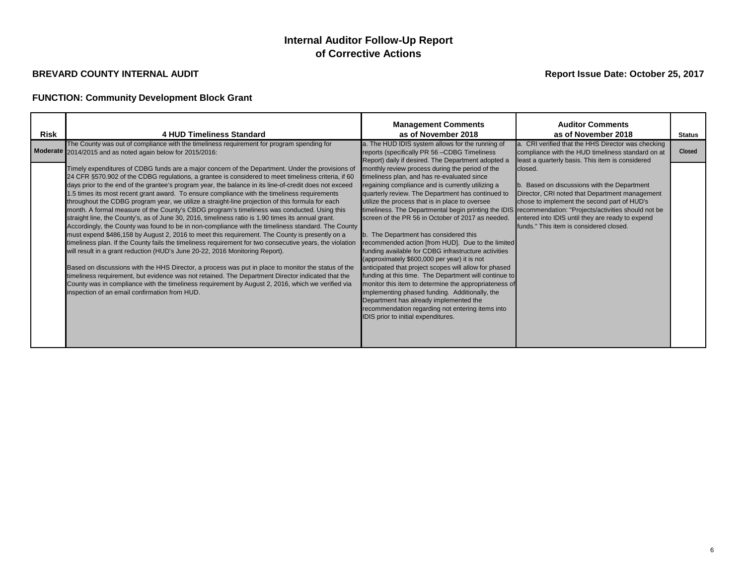# Internal Auditor Follow-Up Report of Corrective Actions

**BREVARD COUNTY INTERNAL AUDIT** **Report Issue Date: October 25, 2017**

**FUNCTION: Community Development Block Grant**

| Risk | 4 HUD Timeliness Standard | Management Comments as of November 2018 | Auditor Comments as of November 2018 | Status |
|---|---|---|---|---|
| Moderate | The County was out of compliance with the timeliness requirement for program spending for 2014/2015 and as noted again below for 2015/2016:<br><br>Timely expenditures of CDBG funds are a major concern of the Department. Under the provisions of 24 CFR §570.902 of the CDBG regulations, a grantee is considered to meet timeliness criteria, if 60 days prior to the end of the grantee's program year, the balance in its line-of-credit does not exceed 1.5 times its most recent grant award. To ensure compliance with the timeliness requirements throughout the CDBG program year, we utilize a straight-line projection of this formula for each month. A formal measure of the County's CBDG program's timeliness was conducted. Using this straight line, the County's, as of June 30, 2016, timeliness ratio is 1.90 times its annual grant. Accordingly, the County was found to be in non-compliance with the timeliness standard. The County must expend $486,158 by August 2, 2016 to meet this requirement. The County is presently on a timeliness plan. If the County fails the timeliness requirement for two consecutive years, the violation will result in a grant reduction (HUD's June 20-22, 2016 Monitoring Report).<br><br>Based on discussions with the HHS Director, a process was put in place to monitor the status of the timeliness requirement, but evidence was not retained. The Department Director indicated that the County was in compliance with the timeliness requirement by August 2, 2016, which we verified via inspection of an email confirmation from HUD. | a. The HUD IDIS system allows for the running of reports (specifically PR 56 –CDBG Timeliness Report) daily if desired. The Department adopted a monthly review process during the period of the timeliness plan, and has re-evaluated since regaining compliance and is currently utilizing a quarterly review. The Department has continued to utilize the process that is in place to oversee timeliness. The Departmental begin printing the IDIS screen of the PR 56 in October of 2017 as needed.<br><br>b. The Department has considered this recommended action [from HUD]. Due to the limited funding available for CDBG infrastructure activities (approximately $600,000 per year) it is not anticipated that project scopes will allow for phased funding at this time. The Department will continue to monitor this item to determine the appropriateness of implementing phased funding. Additionally, the Department has already implemented the recommendation regarding not entering items into IDIS prior to initial expenditures. | a. CRI verified that the HHS Director was checking compliance with the HUD timeliness standard on at least a quarterly basis. This item is considered closed.<br><br>b. Based on discussions with the Department Director, CRI noted that Department management chose to implement the second part of HUD's recommendation: "Projects/activities should not be entered into IDIS until they are ready to expend funds." This item is considered closed. | Closed |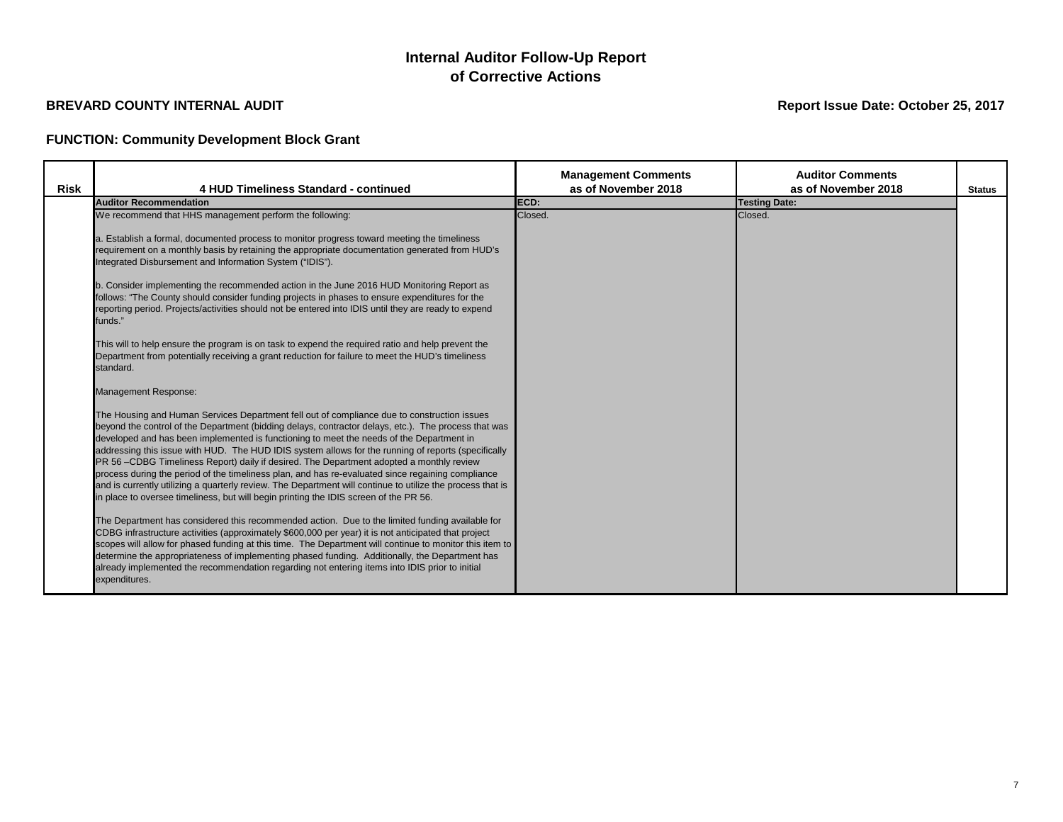# Internal Auditor Follow-Up Report of Corrective Actions

**BREVARD COUNTY INTERNAL AUDIT**

**Report Issue Date: October 25, 2017**

**FUNCTION: Community Development Block Grant**

| Risk | 4 HUD Timeliness Standard - continued | Management Comments as of November 2018 | Auditor Comments as of November 2018 | Status |
|---|---|---|---|---|
| | **Auditor Recommendation** | **ECD:** | **Testing Date:** | |
| | We recommend that HHS management perform the following:<br><br>a. Establish a formal, documented process to monitor progress toward meeting the timeliness requirement on a monthly basis by retaining the appropriate documentation generated from HUD's Integrated Disbursement and Information System ("IDIS").<br><br>b. Consider implementing the recommended action in the June 2016 HUD Monitoring Report as follows: "The County should consider funding projects in phases to ensure expenditures for the reporting period. Projects/activities should not be entered into IDIS until they are ready to expend funds."<br><br>This will to help ensure the program is on task to expend the required ratio and help prevent the Department from potentially receiving a grant reduction for failure to meet the HUD's timeliness standard.<br><br>Management Response:<br><br>The Housing and Human Services Department fell out of compliance due to construction issues beyond the control of the Department (bidding delays, contractor delays, etc.). The process that was developed and has been implemented is functioning to meet the needs of the Department in addressing this issue with HUD. The HUD IDIS system allows for the running of reports (specifically PR 56 –CDBG Timeliness Report) daily if desired. The Department adopted a monthly review process during the period of the timeliness plan, and has re-evaluated since regaining compliance and is currently utilizing a quarterly review. The Department will continue to utilize the process that is in place to oversee timeliness, but will begin printing the IDIS screen of the PR 56.<br><br>The Department has considered this recommended action. Due to the limited funding available for CDBG infrastructure activities (approximately $600,000 per year) it is not anticipated that project scopes will allow for phased funding at this time. The Department will continue to monitor this item to determine the appropriateness of implementing phased funding. Additionally, the Department has already implemented the recommendation regarding not entering items into IDIS prior to initial expenditures. | Closed. | Closed. | |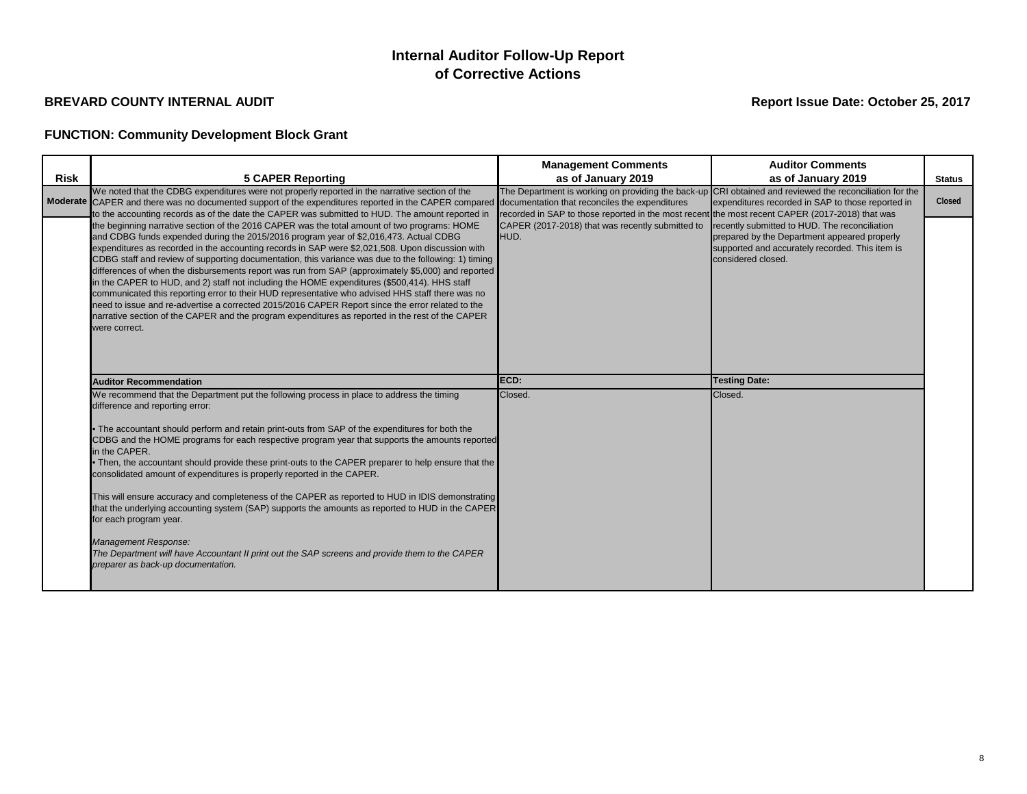# Internal Auditor Follow-Up Report of Corrective Actions

**BREVARD COUNTY INTERNAL AUDIT**

**Report Issue Date: October 25, 2017**

**FUNCTION: Community Development Block Grant**

| Risk | 5 CAPER Reporting | Management Comments as of January 2019 | Auditor Comments as of January 2019 | Status |
|---|---|---|---|---|
| Moderate | We noted that the CDBG expenditures were not properly reported in the narrative section of the CAPER and there was no documented support of the expenditures reported in the CAPER compared to the accounting records as of the date the CAPER was submitted to HUD. The amount reported in the beginning narrative section of the 2016 CAPER was the total amount of two programs: HOME and CDBG funds expended during the 2015/2016 program year of $2,016,473. Actual CDBG expenditures as recorded in the accounting records in SAP were $2,021,508. Upon discussion with CDBG staff and review of supporting documentation, this variance was due to the following: 1) timing differences of when the disbursements report was run from SAP (approximately $5,000) and reported in the CAPER to HUD, and 2) staff not including the HOME expenditures ($500,414). HHS staff communicated this reporting error to their HUD representative who advised HHS staff there was no need to issue and re-advertise a corrected 2015/2016 CAPER Report since the error related to the narrative section of the CAPER and the program expenditures as reported in the rest of the CAPER were correct. | The Department is working on providing the back-up documentation that reconciles the expenditures recorded in SAP to those reported in the most recent CAPER (2017-2018) that was recently submitted to HUD. | CRI obtained and reviewed the reconciliation for the expenditures recorded in SAP to those reported in the most recent CAPER (2017-2018) that was recently submitted to HUD. The reconciliation prepared by the Department appeared properly supported and accurately recorded. This item is considered closed. | Closed |
| | **Auditor Recommendation** | **ECD:** | **Testing Date:** | |
| | We recommend that the Department put the following process in place to address the timing difference and reporting error:<br><br>• The accountant should perform and retain print-outs from SAP of the expenditures for both the CDBG and the HOME programs for each respective program year that supports the amounts reported in the CAPER.<br>• Then, the accountant should provide these print-outs to the CAPER preparer to help ensure that the consolidated amount of expenditures is properly reported in the CAPER.<br><br>This will ensure accuracy and completeness of the CAPER as reported to HUD in IDIS demonstrating that the underlying accounting system (SAP) supports the amounts as reported to HUD in the CAPER for each program year.<br><br>*Management Response:*<br>*The Department will have Accountant II print out the SAP screens and provide them to the CAPER preparer as back-up documentation.* | Closed. | Closed. | |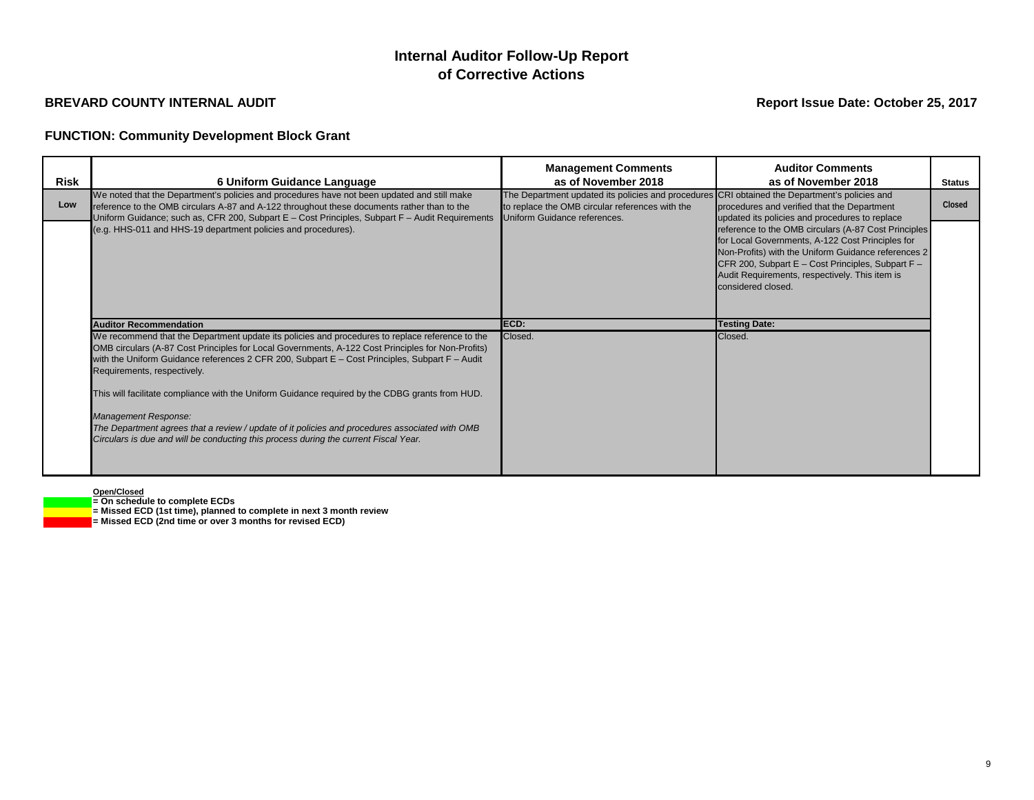# Internal Auditor Follow-Up Report of Corrective Actions

**BREVARD COUNTY INTERNAL AUDIT**

**Report Issue Date: October 25, 2017**

**FUNCTION: Community Development Block Grant**

| Risk | 6 Uniform Guidance Language | Management Comments as of November 2018 | Auditor Comments as of November 2018 | Status |
|---|---|---|---|---|
| Low | We noted that the Department's policies and procedures have not been updated and still make reference to the OMB circulars A-87 and A-122 throughout these documents rather than to the Uniform Guidance; such as, CFR 200, Subpart E – Cost Principles, Subpart F – Audit Requirements (e.g. HHS-011 and HHS-19 department policies and procedures). | The Department updated its policies and procedures to replace the OMB circular references with the Uniform Guidance references. | CRI obtained the Department's policies and procedures and verified that the Department updated its policies and procedures to replace reference to the OMB circulars (A-87 Cost Principles for Local Governments, A-122 Cost Principles for Non-Profits) with the Uniform Guidance references 2 CFR 200, Subpart E – Cost Principles, Subpart F – Audit Requirements, respectively. This item is considered closed. | Closed |
| | **Auditor Recommendation** | **ECD:** | **Testing Date:** | |
| | We recommend that the Department update its policies and procedures to replace reference to the OMB circulars (A-87 Cost Principles for Local Governments, A-122 Cost Principles for Non-Profits) with the Uniform Guidance references 2 CFR 200, Subpart E – Cost Principles, Subpart F – Audit Requirements, respectively.<br><br>This will facilitate compliance with the Uniform Guidance required by the CDBG grants from HUD.<br><br>*Management Response:*<br>*The Department agrees that a review / update of it policies and procedures associated with OMB Circulars is due and will be conducting this process during the current Fiscal Year.* | Closed. | Closed. | |

**Open/Closed**

- Green **= On schedule to complete ECDs**
- Yellow **= Missed ECD (1st time), planned to complete in next 3 month review**
- Red **= Missed ECD (2nd time or over 3 months for revised ECD)**